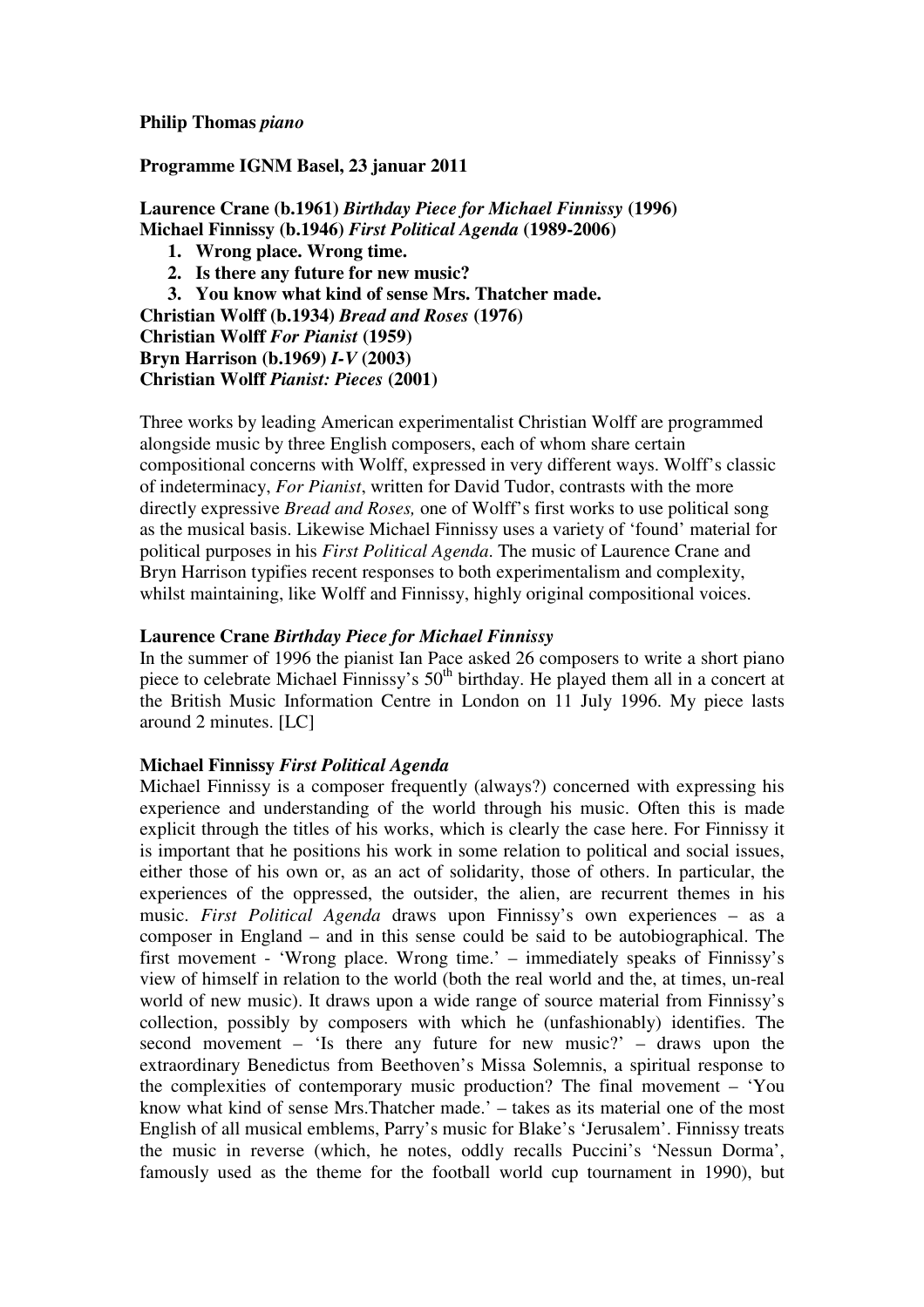**Philip Thomas *piano***

**Programme IGNM Basel, 23 januar 2011**

**Laurence Crane (b.1961) *Birthday Piece for Michael Finnissy* (1996)**
**Michael Finnissy (b.1946) *First Political Agenda* (1989-2006)**

1. **Wrong place. Wrong time.**
2. **Is there any future for new music?**
3. **You know what kind of sense Mrs. Thatcher made.**

**Christian Wolff (b.1934) *Bread and Roses* (1976)**
**Christian Wolff *For Pianist* (1959)**
**Bryn Harrison (b.1969) *I-V* (2003)**
**Christian Wolff *Pianist: Pieces* (2001)**

Three works by leading American experimentalist Christian Wolff are programmed alongside music by three English composers, each of whom share certain compositional concerns with Wolff, expressed in very different ways. Wolff's classic of indeterminacy, *For Pianist*, written for David Tudor, contrasts with the more directly expressive *Bread and Roses,* one of Wolff's first works to use political song as the musical basis. Likewise Michael Finnissy uses a variety of 'found' material for political purposes in his *First Political Agenda*. The music of Laurence Crane and Bryn Harrison typifies recent responses to both experimentalism and complexity, whilst maintaining, like Wolff and Finnissy, highly original compositional voices.

**Laurence Crane *Birthday Piece for Michael Finnissy***

In the summer of 1996 the pianist Ian Pace asked 26 composers to write a short piano piece to celebrate Michael Finnissy's 50th birthday. He played them all in a concert at the British Music Information Centre in London on 11 July 1996. My piece lasts around 2 minutes. [LC]

**Michael Finnissy *First Political Agenda***

Michael Finnissy is a composer frequently (always?) concerned with expressing his experience and understanding of the world through his music. Often this is made explicit through the titles of his works, which is clearly the case here. For Finnissy it is important that he positions his work in some relation to political and social issues, either those of his own or, as an act of solidarity, those of others. In particular, the experiences of the oppressed, the outsider, the alien, are recurrent themes in his music. *First Political Agenda* draws upon Finnissy's own experiences – as a composer in England – and in this sense could be said to be autobiographical. The first movement - 'Wrong place. Wrong time.' – immediately speaks of Finnissy's view of himself in relation to the world (both the real world and the, at times, un-real world of new music). It draws upon a wide range of source material from Finnissy's collection, possibly by composers with which he (unfashionably) identifies. The second movement – 'Is there any future for new music?' – draws upon the extraordinary Benedictus from Beethoven's Missa Solemnis, a spiritual response to the complexities of contemporary music production? The final movement – 'You know what kind of sense Mrs.Thatcher made.' – takes as its material one of the most English of all musical emblems, Parry's music for Blake's 'Jerusalem'. Finnissy treats the music in reverse (which, he notes, oddly recalls Puccini's 'Nessun Dorma', famously used as the theme for the football world cup tournament in 1990), but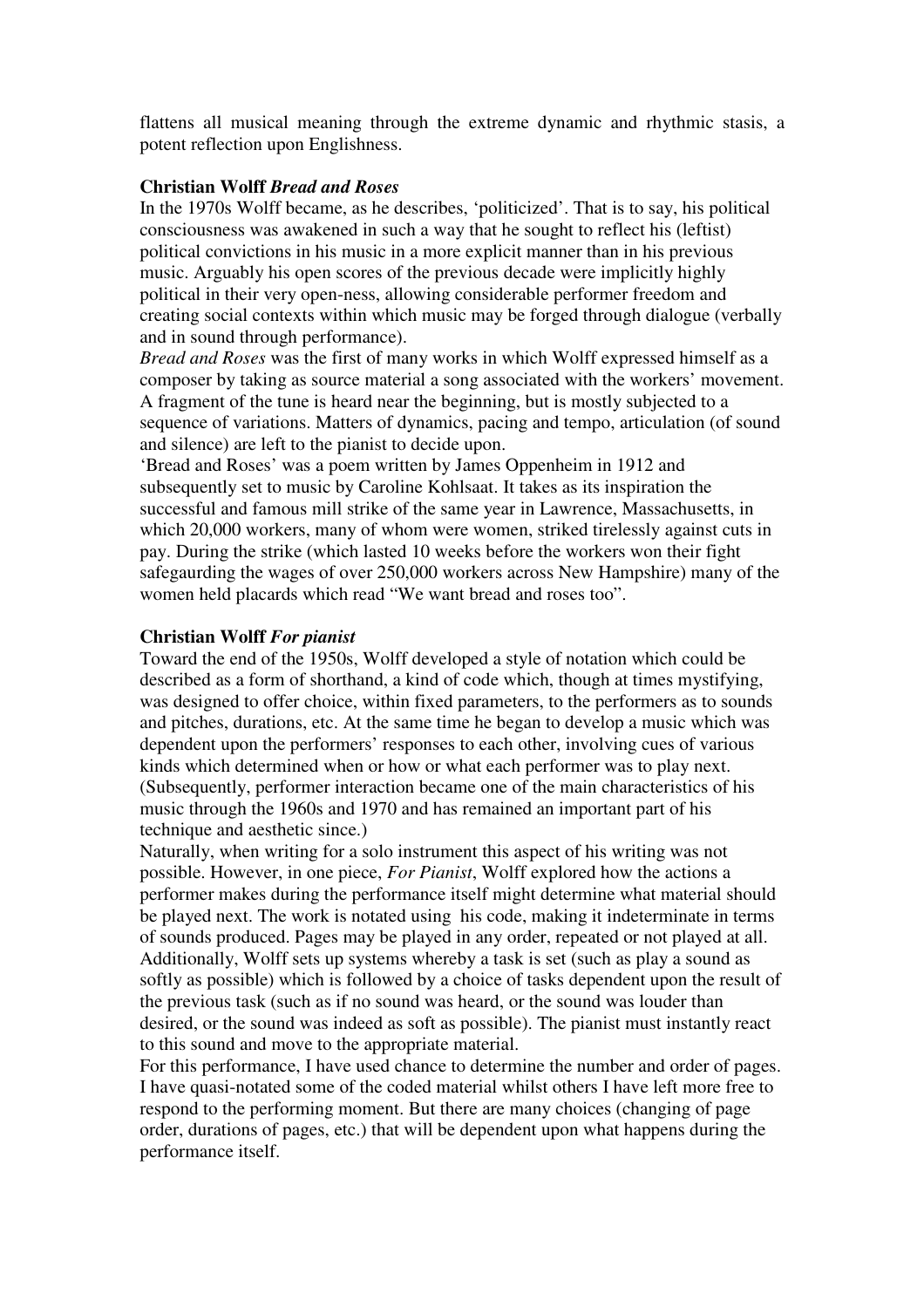flattens all musical meaning through the extreme dynamic and rhythmic stasis, a potent reflection upon Englishness.

**Christian Wolff *Bread and Roses***

In the 1970s Wolff became, as he describes, 'politicized'. That is to say, his political consciousness was awakened in such a way that he sought to reflect his (leftist) political convictions in his music in a more explicit manner than in his previous music. Arguably his open scores of the previous decade were implicitly highly political in their very open-ness, allowing considerable performer freedom and creating social contexts within which music may be forged through dialogue (verbally and in sound through performance).

*Bread and Roses* was the first of many works in which Wolff expressed himself as a composer by taking as source material a song associated with the workers' movement. A fragment of the tune is heard near the beginning, but is mostly subjected to a sequence of variations. Matters of dynamics, pacing and tempo, articulation (of sound and silence) are left to the pianist to decide upon.

'Bread and Roses' was a poem written by James Oppenheim in 1912 and subsequently set to music by Caroline Kohlsaat. It takes as its inspiration the successful and famous mill strike of the same year in Lawrence, Massachusetts, in which 20,000 workers, many of whom were women, striked tirelessly against cuts in pay. During the strike (which lasted 10 weeks before the workers won their fight safegaurding the wages of over 250,000 workers across New Hampshire) many of the women held placards which read "We want bread and roses too".

**Christian Wolff *For pianist***

Toward the end of the 1950s, Wolff developed a style of notation which could be described as a form of shorthand, a kind of code which, though at times mystifying, was designed to offer choice, within fixed parameters, to the performers as to sounds and pitches, durations, etc. At the same time he began to develop a music which was dependent upon the performers' responses to each other, involving cues of various kinds which determined when or how or what each performer was to play next. (Subsequently, performer interaction became one of the main characteristics of his music through the 1960s and 1970 and has remained an important part of his technique and aesthetic since.)

Naturally, when writing for a solo instrument this aspect of his writing was not possible. However, in one piece, *For Pianist*, Wolff explored how the actions a performer makes during the performance itself might determine what material should be played next. The work is notated using his code, making it indeterminate in terms of sounds produced. Pages may be played in any order, repeated or not played at all. Additionally, Wolff sets up systems whereby a task is set (such as play a sound as softly as possible) which is followed by a choice of tasks dependent upon the result of the previous task (such as if no sound was heard, or the sound was louder than desired, or the sound was indeed as soft as possible). The pianist must instantly react to this sound and move to the appropriate material.

For this performance, I have used chance to determine the number and order of pages. I have quasi-notated some of the coded material whilst others I have left more free to respond to the performing moment. But there are many choices (changing of page order, durations of pages, etc.) that will be dependent upon what happens during the performance itself.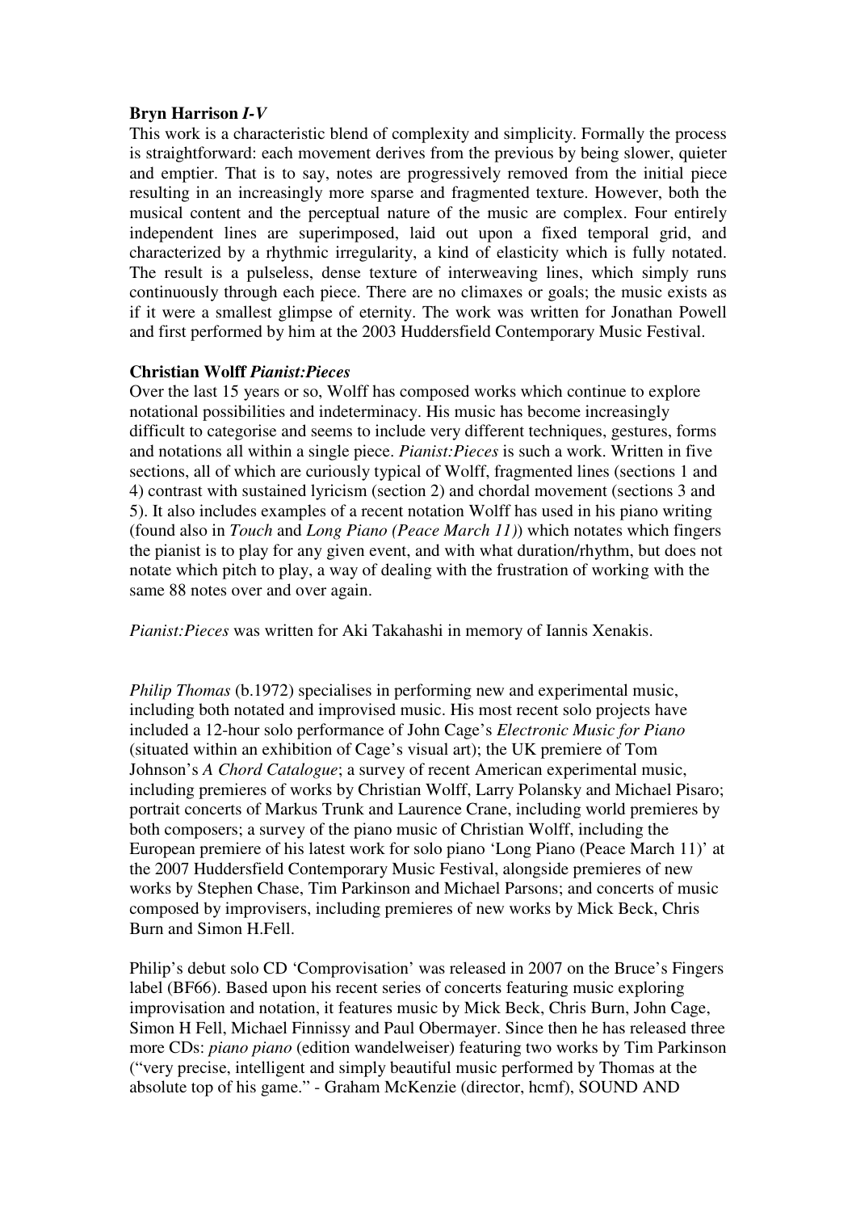**Bryn Harrison *I-V***

This work is a characteristic blend of complexity and simplicity. Formally the process is straightforward: each movement derives from the previous by being slower, quieter and emptier. That is to say, notes are progressively removed from the initial piece resulting in an increasingly more sparse and fragmented texture. However, both the musical content and the perceptual nature of the music are complex. Four entirely independent lines are superimposed, laid out upon a fixed temporal grid, and characterized by a rhythmic irregularity, a kind of elasticity which is fully notated. The result is a pulseless, dense texture of interweaving lines, which simply runs continuously through each piece. There are no climaxes or goals; the music exists as if it were a smallest glimpse of eternity. The work was written for Jonathan Powell and first performed by him at the 2003 Huddersfield Contemporary Music Festival.

**Christian Wolff *Pianist:Pieces***

Over the last 15 years or so, Wolff has composed works which continue to explore notational possibilities and indeterminacy. His music has become increasingly difficult to categorise and seems to include very different techniques, gestures, forms and notations all within a single piece. *Pianist:Pieces* is such a work. Written in five sections, all of which are curiously typical of Wolff, fragmented lines (sections 1 and 4) contrast with sustained lyricism (section 2) and chordal movement (sections 3 and 5). It also includes examples of a recent notation Wolff has used in his piano writing (found also in *Touch* and *Long Piano (Peace March 11)*) which notates which fingers the pianist is to play for any given event, and with what duration/rhythm, but does not notate which pitch to play, a way of dealing with the frustration of working with the same 88 notes over and over again.

*Pianist:Pieces* was written for Aki Takahashi in memory of Iannis Xenakis.

*Philip Thomas* (b.1972) specialises in performing new and experimental music, including both notated and improvised music. His most recent solo projects have included a 12-hour solo performance of John Cage's *Electronic Music for Piano* (situated within an exhibition of Cage's visual art); the UK premiere of Tom Johnson's *A Chord Catalogue*; a survey of recent American experimental music, including premieres of works by Christian Wolff, Larry Polansky and Michael Pisaro; portrait concerts of Markus Trunk and Laurence Crane, including world premieres by both composers; a survey of the piano music of Christian Wolff, including the European premiere of his latest work for solo piano 'Long Piano (Peace March 11)' at the 2007 Huddersfield Contemporary Music Festival, alongside premieres of new works by Stephen Chase, Tim Parkinson and Michael Parsons; and concerts of music composed by improvisers, including premieres of new works by Mick Beck, Chris Burn and Simon H.Fell.

Philip's debut solo CD 'Comprovisation' was released in 2007 on the Bruce's Fingers label (BF66). Based upon his recent series of concerts featuring music exploring improvisation and notation, it features music by Mick Beck, Chris Burn, John Cage, Simon H Fell, Michael Finnissy and Paul Obermayer. Since then he has released three more CDs: *piano piano* (edition wandelweiser) featuring two works by Tim Parkinson ("very precise, intelligent and simply beautiful music performed by Thomas at the absolute top of his game." - Graham McKenzie (director, hcmf), SOUND AND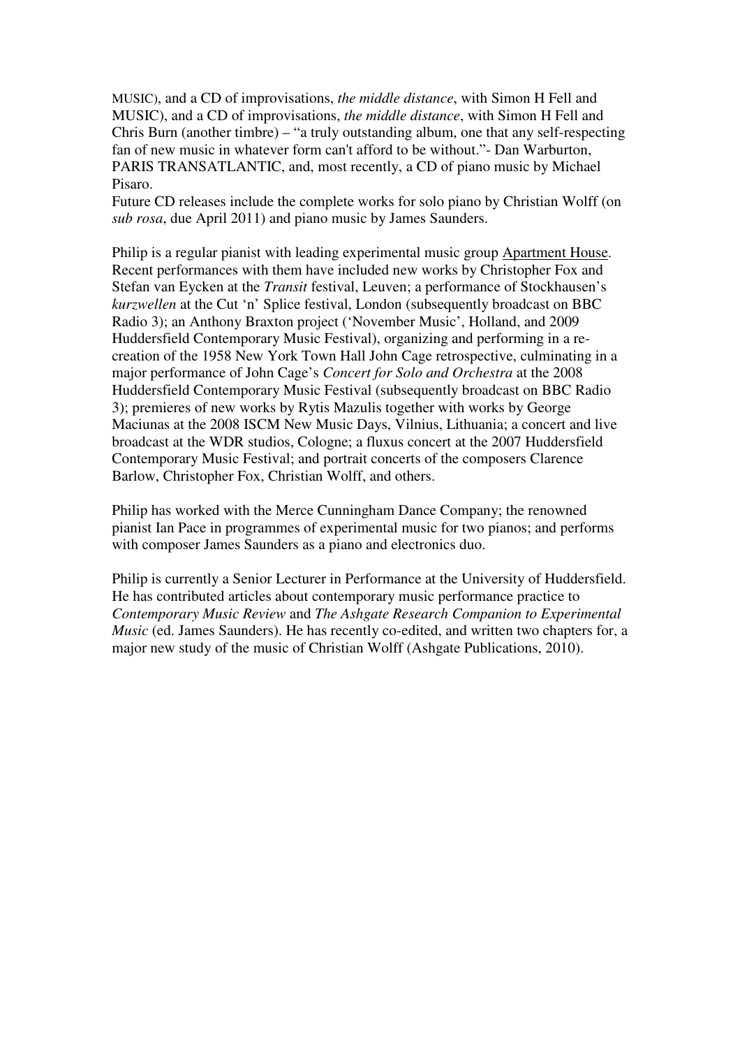MUSIC), and a CD of improvisations, *the middle distance*, with Simon H Fell and MUSIC), and a CD of improvisations, *the middle distance*, with Simon H Fell and Chris Burn (another timbre) – "a truly outstanding album, one that any self-respecting fan of new music in whatever form can't afford to be without."- Dan Warburton, PARIS TRANSATLANTIC, and, most recently, a CD of piano music by Michael Pisaro.
Future CD releases include the complete works for solo piano by Christian Wolff (on *sub rosa*, due April 2011) and piano music by James Saunders.

Philip is a regular pianist with leading experimental music group Apartment House. Recent performances with them have included new works by Christopher Fox and Stefan van Eycken at the *Transit* festival, Leuven; a performance of Stockhausen's *kurzwellen* at the Cut 'n' Splice festival, London (subsequently broadcast on BBC Radio 3); an Anthony Braxton project ('November Music', Holland, and 2009 Huddersfield Contemporary Music Festival), organizing and performing in a re-creation of the 1958 New York Town Hall John Cage retrospective, culminating in a major performance of John Cage's *Concert for Solo and Orchestra* at the 2008 Huddersfield Contemporary Music Festival (subsequently broadcast on BBC Radio 3); premieres of new works by Rytis Mazulis together with works by George Maciunas at the 2008 ISCM New Music Days, Vilnius, Lithuania; a concert and live broadcast at the WDR studios, Cologne; a fluxus concert at the 2007 Huddersfield Contemporary Music Festival; and portrait concerts of the composers Clarence Barlow, Christopher Fox, Christian Wolff, and others.

Philip has worked with the Merce Cunningham Dance Company; the renowned pianist Ian Pace in programmes of experimental music for two pianos; and performs with composer James Saunders as a piano and electronics duo.

Philip is currently a Senior Lecturer in Performance at the University of Huddersfield. He has contributed articles about contemporary music performance practice to *Contemporary Music Review* and *The Ashgate Research Companion to Experimental Music* (ed. James Saunders). He has recently co-edited, and written two chapters for, a major new study of the music of Christian Wolff (Ashgate Publications, 2010).